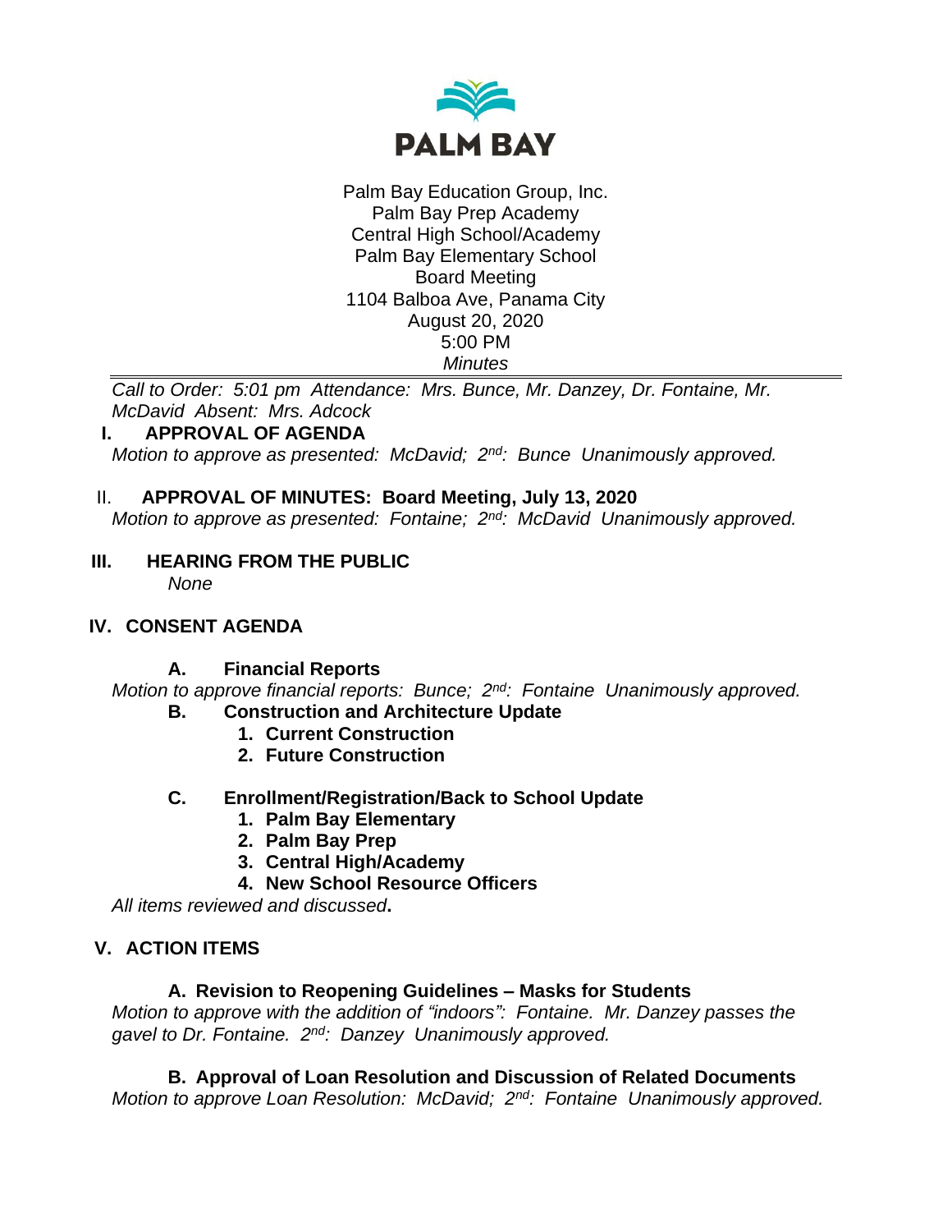**PALM BAY**

Palm Bay Education Group, Inc.
Palm Bay Prep Academy
Central High School/Academy
Palm Bay Elementary School
Board Meeting
1104 Balboa Ave, Panama City
August 20, 2020
5:00 PM
*Minutes*

---

*Call to Order: 5:01 pm Attendance: Mrs. Bunce, Mr. Danzey, Dr. Fontaine, Mr. McDavid Absent: Mrs. Adcock*

## I. APPROVAL OF AGENDA

*Motion to approve as presented: McDavid; 2nd: Bunce Unanimously approved.*

## II. APPROVAL OF MINUTES: Board Meeting, July 13, 2020

*Motion to approve as presented: Fontaine; 2nd: McDavid Unanimously approved.*

## III. HEARING FROM THE PUBLIC

*None*

## IV. CONSENT AGENDA

### A. Financial Reports

*Motion to approve financial reports: Bunce; 2nd: Fontaine Unanimously approved.*

### B. Construction and Architecture Update

1. **Current Construction**
2. **Future Construction**

### C. Enrollment/Registration/Back to School Update

1. **Palm Bay Elementary**
2. **Palm Bay Prep**
3. **Central High/Academy**
4. **New School Resource Officers**

*All items reviewed and discussed*.

## V. ACTION ITEMS

### A. Revision to Reopening Guidelines – Masks for Students

*Motion to approve with the addition of "indoors": Fontaine. Mr. Danzey passes the gavel to Dr. Fontaine. 2nd: Danzey Unanimously approved.*

### B. Approval of Loan Resolution and Discussion of Related Documents

*Motion to approve Loan Resolution: McDavid; 2nd: Fontaine Unanimously approved.*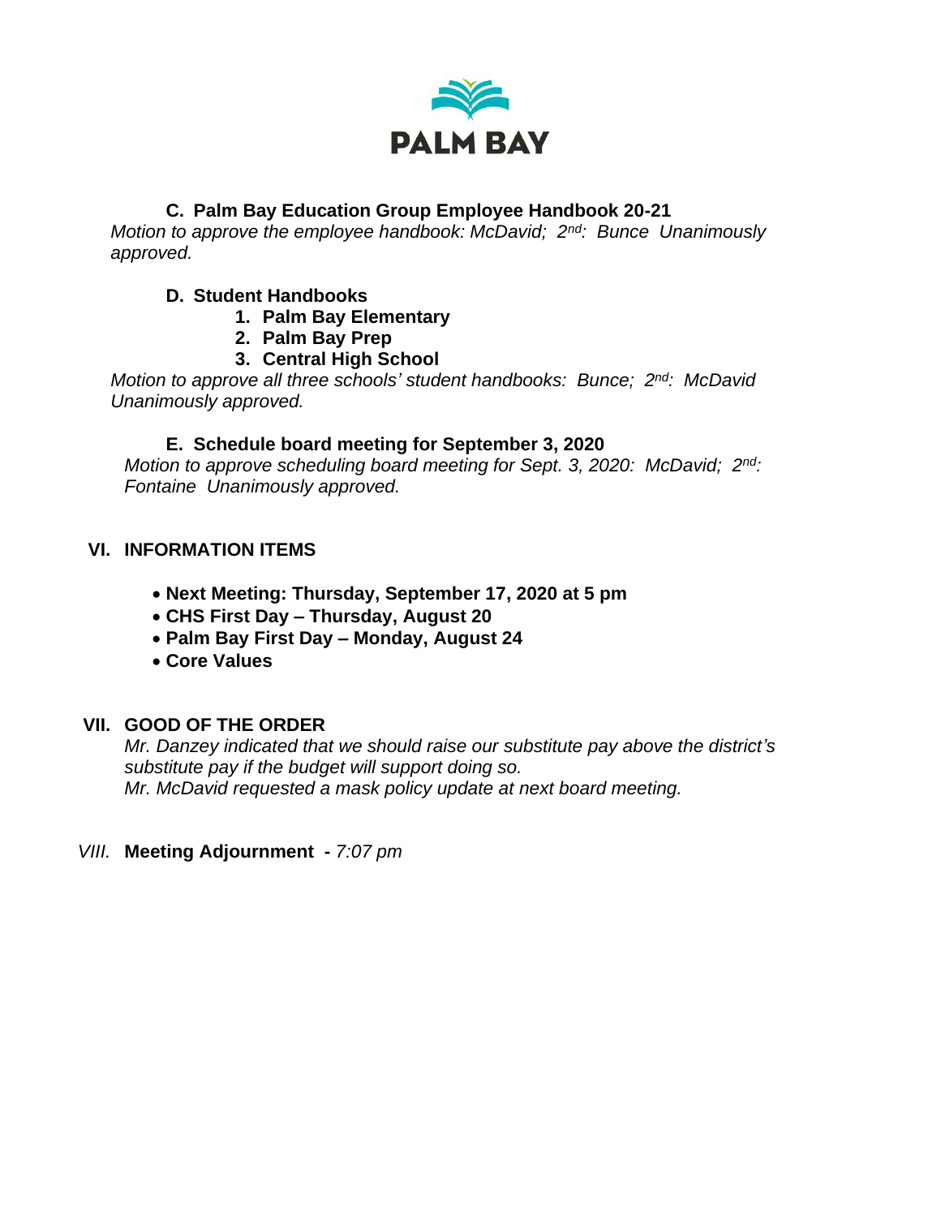PALM BAY

**C. Palm Bay Education Group Employee Handbook 20-21**

*Motion to approve the employee handbook: McDavid; 2nd: Bunce Unanimously approved.*

**D. Student Handbooks**

1. **Palm Bay Elementary**
2. **Palm Bay Prep**
3. **Central High School**

*Motion to approve all three schools' student handbooks: Bunce; 2nd: McDavid Unanimously approved.*

**E. Schedule board meeting for September 3, 2020**

*Motion to approve scheduling board meeting for Sept. 3, 2020: McDavid; 2nd: Fontaine Unanimously approved.*

## VI. INFORMATION ITEMS

- **Next Meeting: Thursday, September 17, 2020 at 5 pm**
- **CHS First Day – Thursday, August 20**
- **Palm Bay First Day – Monday, August 24**
- **Core Values**

## VII. GOOD OF THE ORDER

*Mr. Danzey indicated that we should raise our substitute pay above the district's substitute pay if the budget will support doing so.*
*Mr. McDavid requested a mask policy update at next board meeting.*

*VIII.* **Meeting Adjournment -** *7:07 pm*